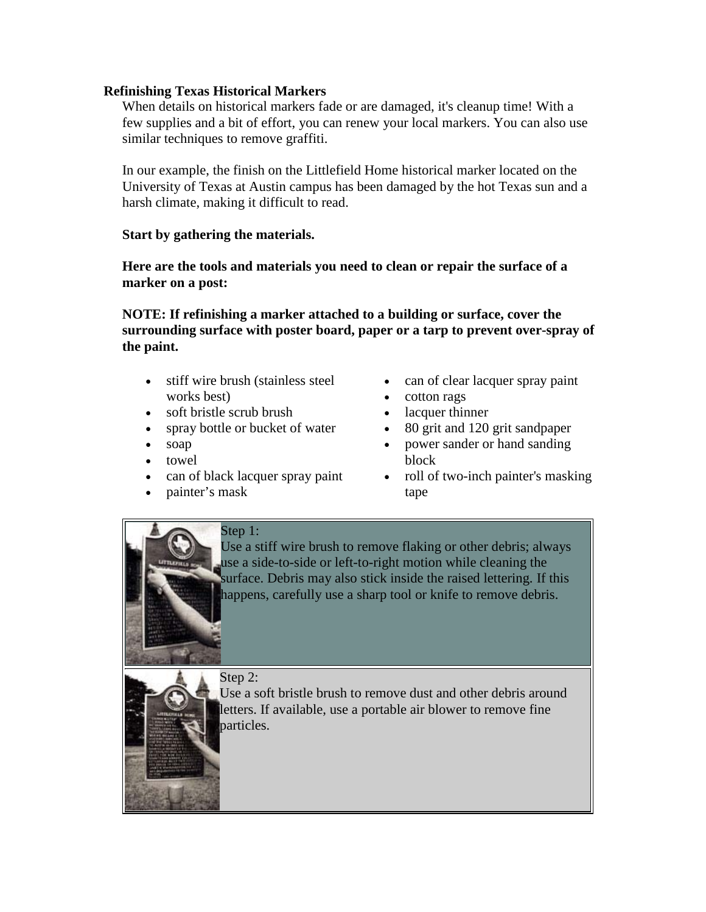# Refinishing Texas Historical Markers

When details on historical markers fade or are damaged, it's cleanup time! With a few supplies and a bit of effort, you can renew your local markers. You can also use similar techniques to remove graffiti.

In our example, the finish on the Littlefield Home historical marker located on the University of Texas at Austin campus has been damaged by the hot Texas sun and a harsh climate, making it difficult to read.

**Start by gathering the materials.**

**Here are the tools and materials you need to clean or repair the surface of a marker on a post:**

**NOTE: If refinishing a marker attached to a building or surface, cover the surrounding surface with poster board, paper or a tarp to prevent over-spray of the paint.**

- stiff wire brush (stainless steel works best)
- soft bristle scrub brush
- spray bottle or bucket of water
- soap
- towel
- can of black lacquer spray paint
- painter's mask
- can of clear lacquer spray paint
- cotton rags
- lacquer thinner
- 80 grit and 120 grit sandpaper
- power sander or hand sanding block
- roll of two-inch painter's masking tape

Step 1:
Use a stiff wire brush to remove flaking or other debris; always use a side-to-side or left-to-right motion while cleaning the surface. Debris may also stick inside the raised lettering. If this happens, carefully use a sharp tool or knife to remove debris.

Step 2:
Use a soft bristle brush to remove dust and other debris around letters. If available, use a portable air blower to remove fine particles.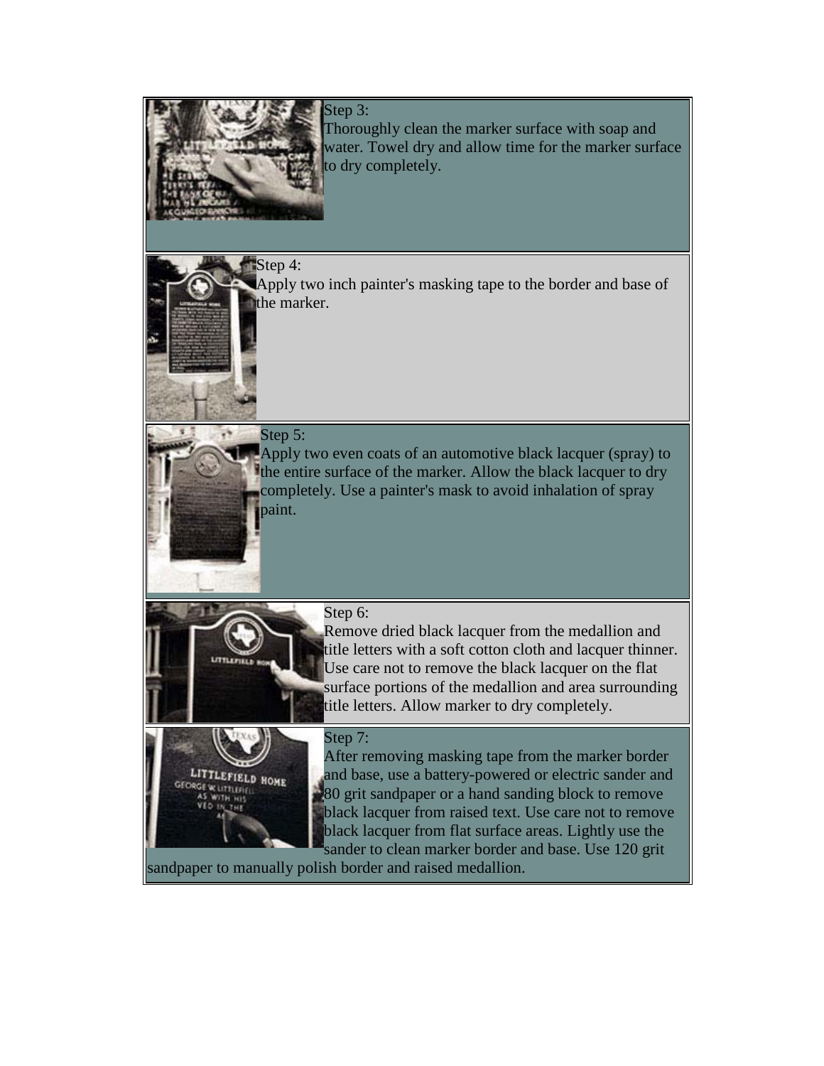Step 3:
Thoroughly clean the marker surface with soap and water. Towel dry and allow time for the marker surface to dry completely.

Step 4:
Apply two inch painter's masking tape to the border and base of the marker.

Step 5:
Apply two even coats of an automotive black lacquer (spray) to the entire surface of the marker. Allow the black lacquer to dry completely. Use a painter's mask to avoid inhalation of spray paint.

Step 6:
Remove dried black lacquer from the medallion and title letters with a soft cotton cloth and lacquer thinner. Use care not to remove the black lacquer on the flat surface portions of the medallion and area surrounding title letters. Allow marker to dry completely.

Step 7:
After removing masking tape from the marker border and base, use a battery-powered or electric sander and 80 grit sandpaper or a hand sanding block to remove black lacquer from raised text. Use care not to remove black lacquer from flat surface areas. Lightly use the sander to clean marker border and base. Use 120 grit sandpaper to manually polish border and raised medallion.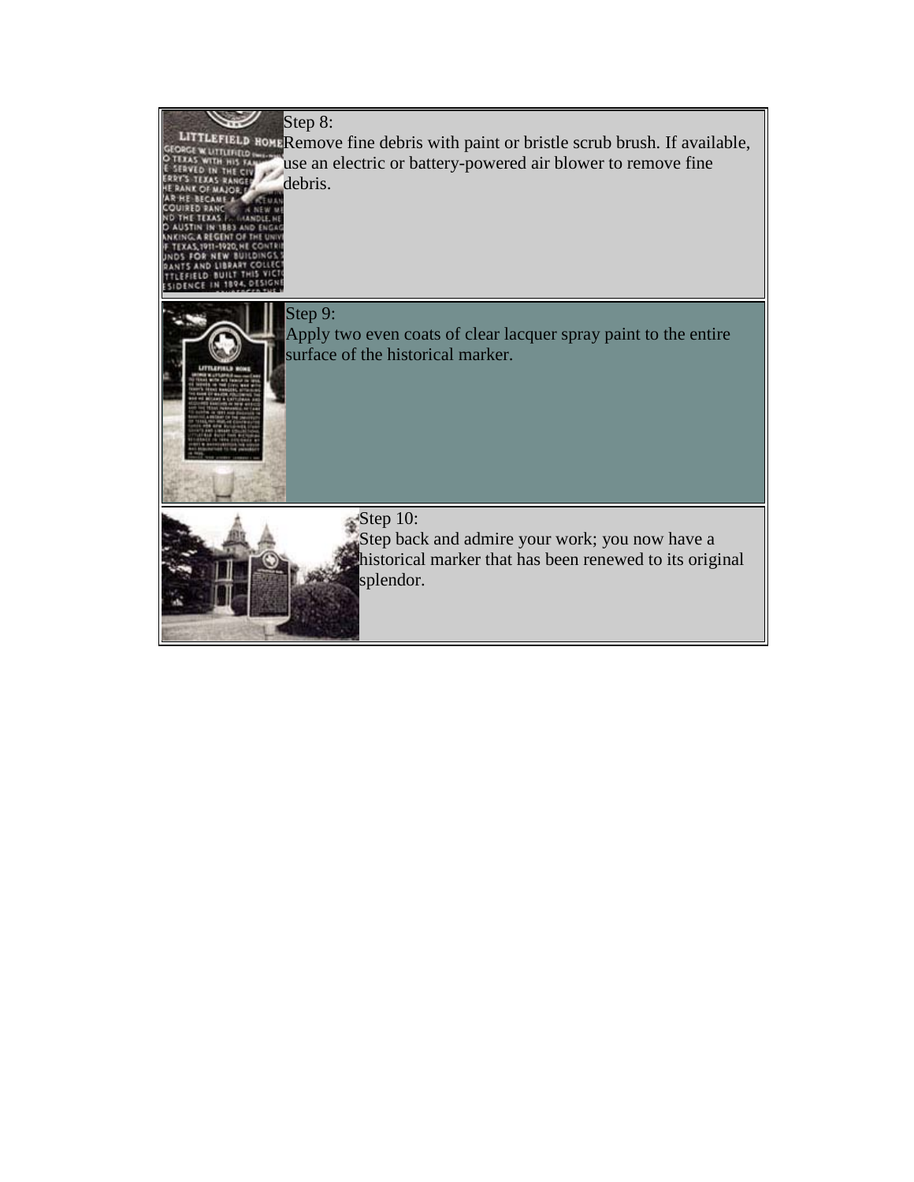Step 8:
Remove fine debris with paint or bristle scrub brush. If available, use an electric or battery-powered air blower to remove fine debris.

Step 9:
Apply two even coats of clear lacquer spray paint to the entire surface of the historical marker.

Step 10:
Step back and admire your work; you now have a historical marker that has been renewed to its original splendor.